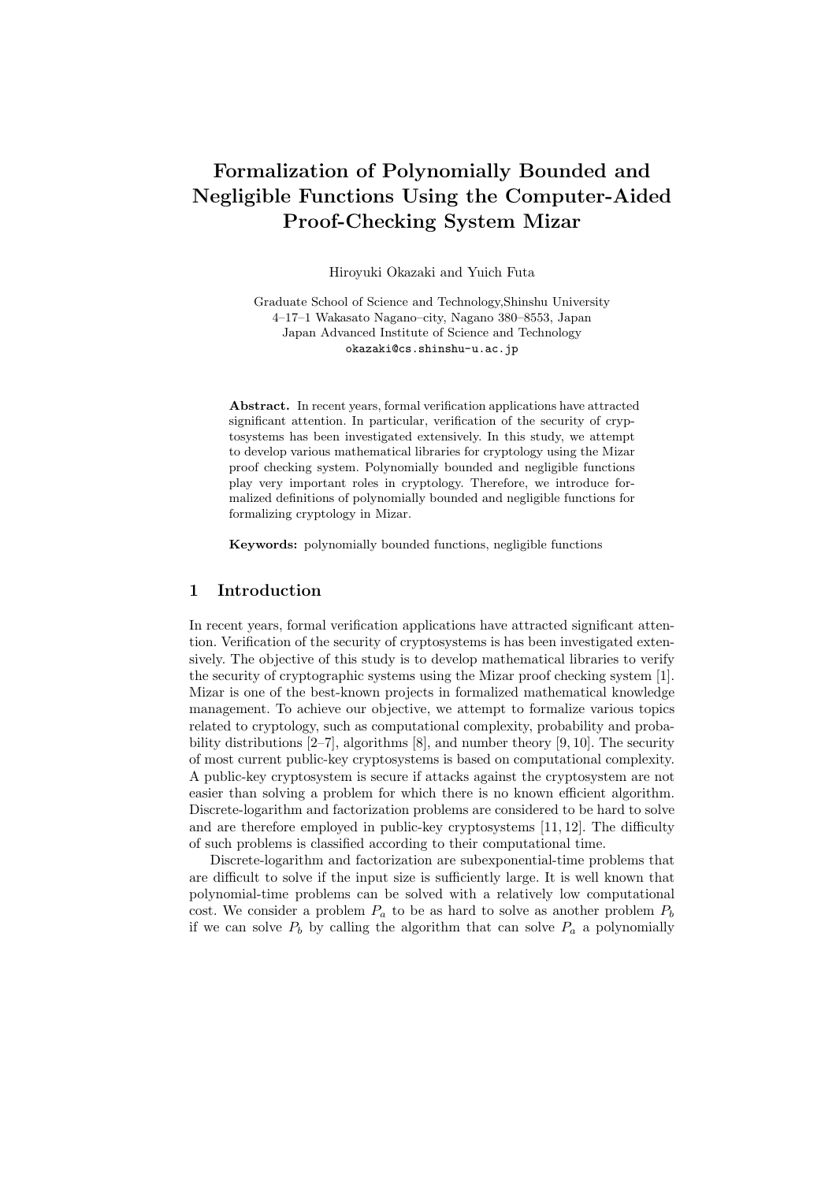# Formalization of Polynomially Bounded and Negligible Functions Using the Computer-Aided Proof-Checking System Mizar

Hiroyuki Okazaki and Yuich Futa

Graduate School of Science and Technology,Shinshu University
4–17–1 Wakasato Nagano–city, Nagano 380–8553, Japan
Japan Advanced Institute of Science and Technology
okazaki@cs.shinshu-u.ac.jp

**Abstract.** In recent years, formal verification applications have attracted significant attention. In particular, verification of the security of cryptosystems has been investigated extensively. In this study, we attempt to develop various mathematical libraries for cryptology using the Mizar proof checking system. Polynomially bounded and negligible functions play very important roles in cryptology. Therefore, we introduce formalized definitions of polynomially bounded and negligible functions for formalizing cryptology in Mizar.

**Keywords:** polynomially bounded functions, negligible functions

## 1 Introduction

In recent years, formal verification applications have attracted significant attention. Verification of the security of cryptosystems is has been investigated extensively. The objective of this study is to develop mathematical libraries to verify the security of cryptographic systems using the Mizar proof checking system [1]. Mizar is one of the best-known projects in formalized mathematical knowledge management. To achieve our objective, we attempt to formalize various topics related to cryptology, such as computational complexity, probability and probability distributions [2–7], algorithms [8], and number theory [9, 10]. The security of most current public-key cryptosystems is based on computational complexity. A public-key cryptosystem is secure if attacks against the cryptosystem are not easier than solving a problem for which there is no known efficient algorithm. Discrete-logarithm and factorization problems are considered to be hard to solve and are therefore employed in public-key cryptosystems [11, 12]. The difficulty of such problems is classified according to their computational time.

Discrete-logarithm and factorization are subexponential-time problems that are difficult to solve if the input size is sufficiently large. It is well known that polynomial-time problems can be solved with a relatively low computational cost. We consider a problem $P_a$ to be as hard to solve as another problem $P_b$ if we can solve $P_b$ by calling the algorithm that can solve $P_a$ a polynomially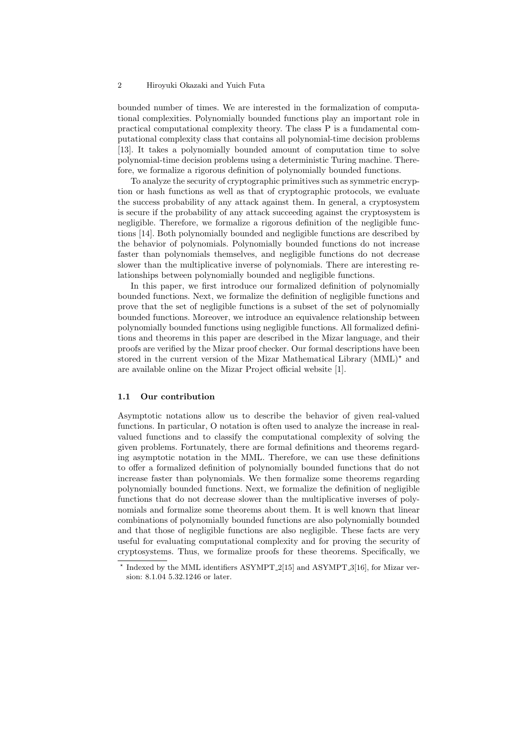bounded number of times. We are interested in the formalization of computational complexities. Polynomially bounded functions play an important role in practical computational complexity theory. The class P is a fundamental computational complexity class that contains all polynomial-time decision problems [13]. It takes a polynomially bounded amount of computation time to solve polynomial-time decision problems using a deterministic Turing machine. Therefore, we formalize a rigorous definition of polynomially bounded functions.

To analyze the security of cryptographic primitives such as symmetric encryption or hash functions as well as that of cryptographic protocols, we evaluate the success probability of any attack against them. In general, a cryptosystem is secure if the probability of any attack succeeding against the cryptosystem is negligible. Therefore, we formalize a rigorous definition of the negligible functions [14]. Both polynomially bounded and negligible functions are described by the behavior of polynomials. Polynomially bounded functions do not increase faster than polynomials themselves, and negligible functions do not decrease slower than the multiplicative inverse of polynomials. There are interesting relationships between polynomially bounded and negligible functions.

In this paper, we first introduce our formalized definition of polynomially bounded functions. Next, we formalize the definition of negligible functions and prove that the set of negligible functions is a subset of the set of polynomially bounded functions. Moreover, we introduce an equivalence relationship between polynomially bounded functions using negligible functions. All formalized definitions and theorems in this paper are described in the Mizar language, and their proofs are verified by the Mizar proof checker. Our formal descriptions have been stored in the current version of the Mizar Mathematical Library (MML)* and are available online on the Mizar Project official website [1].

### 1.1 Our contribution

Asymptotic notations allow us to describe the behavior of given real-valued functions. In particular, O notation is often used to analyze the increase in real-valued functions and to classify the computational complexity of solving the given problems. Fortunately, there are formal definitions and theorems regarding asymptotic notation in the MML. Therefore, we can use these definitions to offer a formalized definition of polynomially bounded functions that do not increase faster than polynomials. We then formalize some theorems regarding polynomially bounded functions. Next, we formalize the definition of negligible functions that do not decrease slower than the multiplicative inverses of polynomials and formalize some theorems about them. It is well known that linear combinations of polynomially bounded functions are also polynomially bounded and that those of negligible functions are also negligible. These facts are very useful for evaluating computational complexity and for proving the security of cryptosystems. Thus, we formalize proofs for these theorems. Specifically, we

---

* Indexed by the MML identifiers ASYMPT_2[15] and ASYMPT_3[16], for Mizar version: 8.1.04 5.32.1246 or later.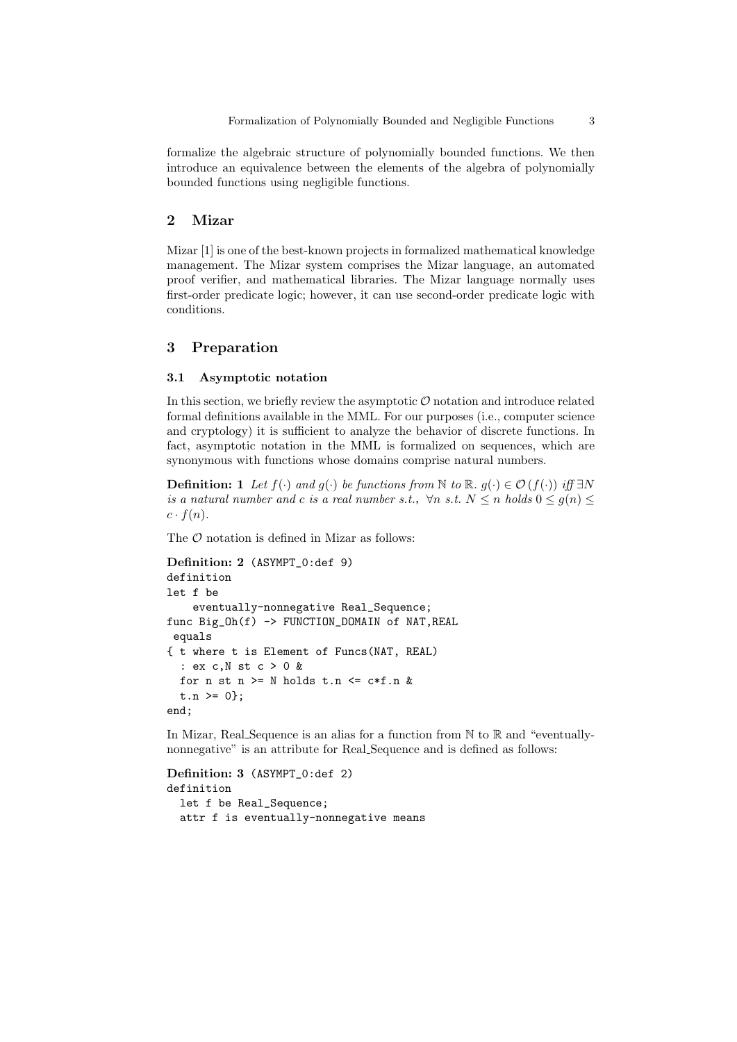formalize the algebraic structure of polynomially bounded functions. We then introduce an equivalence between the elements of the algebra of polynomially bounded functions using negligible functions.

## 2 Mizar

Mizar [1] is one of the best-known projects in formalized mathematical knowledge management. The Mizar system comprises the Mizar language, an automated proof verifier, and mathematical libraries. The Mizar language normally uses first-order predicate logic; however, it can use second-order predicate logic with conditions.

## 3 Preparation

### 3.1 Asymptotic notation

In this section, we briefly review the asymptotic $\mathcal{O}$ notation and introduce related formal definitions available in the MML. For our purposes (i.e., computer science and cryptology) it is sufficient to analyze the behavior of discrete functions. In fact, asymptotic notation in the MML is formalized on sequences, which are synonymous with functions whose domains comprise natural numbers.

**Definition: 1** *Let $f(\cdot)$ and $g(\cdot)$ be functions from $\mathbb{N}$ to $\mathbb{R}$. $g(\cdot) \in \mathcal{O}(f(\cdot))$ iff $\exists N$ is a natural number and $c$ is a real number s.t., $\forall n$ s.t. $N \leq n$ holds $0 \leq g(n) \leq c \cdot f(n)$.*

The $\mathcal{O}$ notation is defined in Mizar as follows:

**Definition: 2** (ASYMPT_0:def 9)
```
definition
let f be
    eventually-nonnegative Real_Sequence;
func Big_Oh(f) -> FUNCTION_DOMAIN of NAT,REAL
 equals
{ t where t is Element of Funcs(NAT, REAL)
  : ex c,N st c > 0 &
  for n st n >= N holds t.n <= c*f.n &
  t.n >= 0};
end;
```

In Mizar, Real_Sequence is an alias for a function from $\mathbb{N}$ to $\mathbb{R}$ and "eventually-nonnegative" is an attribute for Real_Sequence and is defined as follows:

**Definition: 3** (ASYMPT_0:def 2)
```
definition
  let f be Real_Sequence;
  attr f is eventually-nonnegative means
```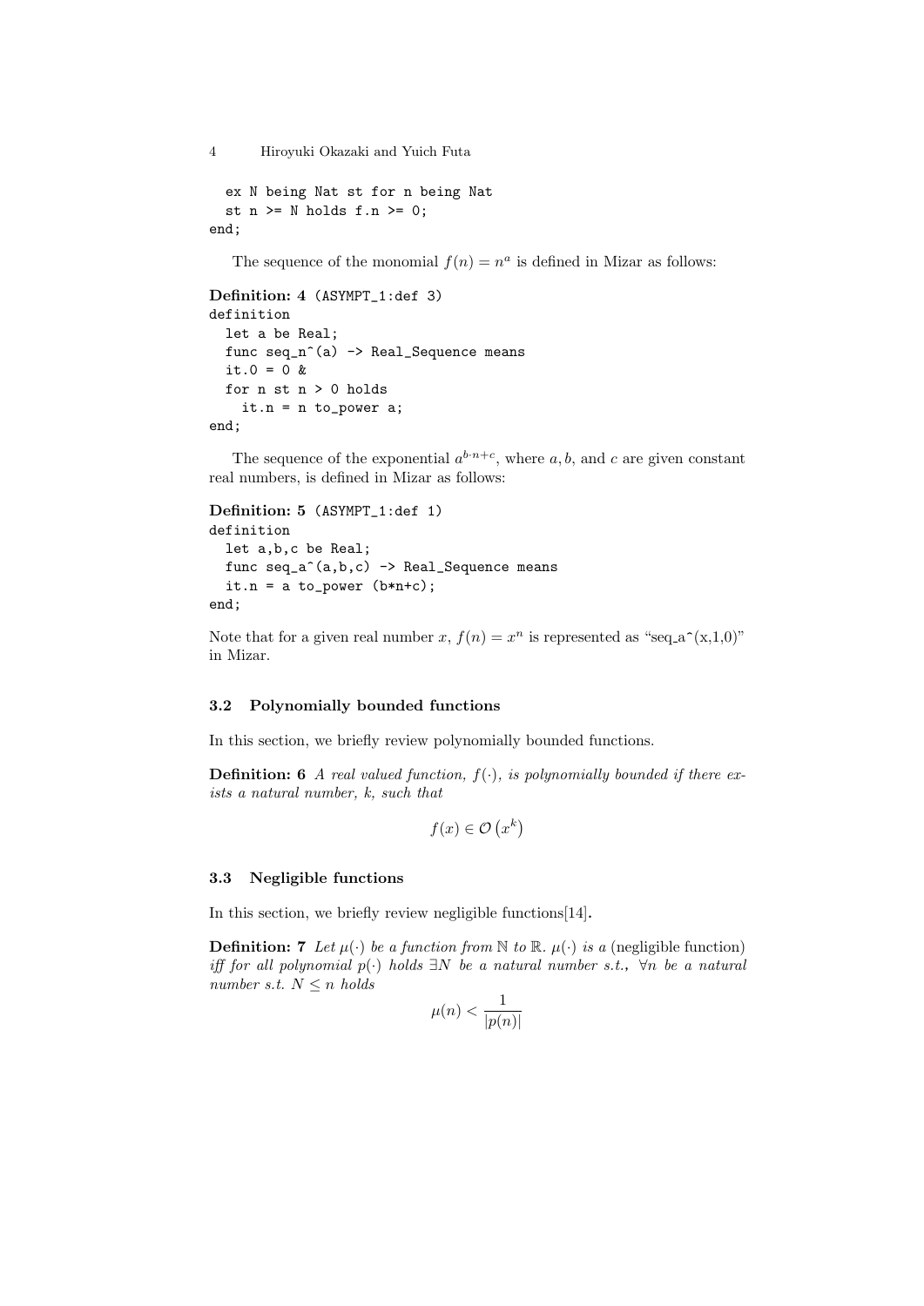```
  ex N being Nat st for n being Nat
  st n >= N holds f.n >= 0;
end;
```

The sequence of the monomial $f(n) = n^a$ is defined in Mizar as follows:

**Definition: 4** (ASYMPT_1:def 3)

```
definition
  let a be Real;
  func seq_n^(a) -> Real_Sequence means
  it.0 = 0 &
  for n st n > 0 holds
    it.n = n to_power a;
end;
```

The sequence of the exponential $a^{b \cdot n+c}$, where $a, b$, and $c$ are given constant real numbers, is defined in Mizar as follows:

**Definition: 5** (ASYMPT_1:def 1)

```
definition
  let a,b,c be Real;
  func seq_a^(a,b,c) -> Real_Sequence means
  it.n = a to_power (b*n+c);
end;
```

Note that for a given real number $x$, $f(n) = x^n$ is represented as "seq_a^(x,1,0)" in Mizar.

### 3.2 Polynomially bounded functions

In this section, we briefly review polynomially bounded functions.

**Definition: 6** *A real valued function, $f(\cdot)$, is polynomially bounded if there exists a natural number, $k$, such that*

$$f(x) \in \mathcal{O}\left(x^k\right)$$

### 3.3 Negligible functions

In this section, we briefly review negligible functions[14].

**Definition: 7** *Let $\mu(\cdot)$ be a function from $\mathbb{N}$ to $\mathbb{R}$. $\mu(\cdot)$ is a* (negligible function) *iff for all polynomial $p(\cdot)$ holds $\exists N$ be a natural number s.t.*, *$\forall n$ be a natural number s.t. $N \leq n$ holds*

$$\mu(n) < \frac{1}{|p(n)|}$$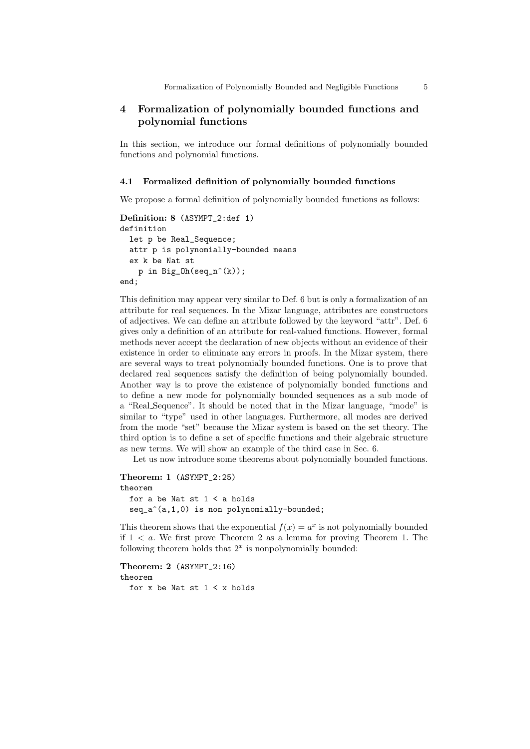## 4 Formalization of polynomially bounded functions and polynomial functions

In this section, we introduce our formal definitions of polynomially bounded functions and polynomial functions.

### 4.1 Formalized definition of polynomially bounded functions

We propose a formal definition of polynomially bounded functions as follows:

**Definition: 8** (ASYMPT_2:def 1)

```
definition
  let p be Real_Sequence;
  attr p is polynomially-bounded means
  ex k be Nat st
    p in Big_Oh(seq_n^(k));
end;
```

This definition may appear very similar to Def. 6 but is only a formalization of an attribute for real sequences. In the Mizar language, attributes are constructors of adjectives. We can define an attribute followed by the keyword “attr”. Def. 6 gives only a definition of an attribute for real-valued functions. However, formal methods never accept the declaration of new objects without an evidence of their existence in order to eliminate any errors in proofs. In the Mizar system, there are several ways to treat polynomially bounded functions. One is to prove that declared real sequences satisfy the definition of being polynomially bounded. Another way is to prove the existence of polynomially bonded functions and to define a new mode for polynomially bounded sequences as a sub mode of a “Real_Sequence”. It should be noted that in the Mizar language, “mode” is similar to “type” used in other languages. Furthermore, all modes are derived from the mode “set” because the Mizar system is based on the set theory. The third option is to define a set of specific functions and their algebraic structure as new terms. We will show an example of the third case in Sec. 6.

Let us now introduce some theorems about polynomially bounded functions.

**Theorem: 1** (ASYMPT_2:25)

```
theorem
  for a be Nat st 1 < a holds
  seq_a^(a,1,0) is non polynomially-bounded;
```

This theorem shows that the exponential $f(x) = a^x$ is not polynomially bounded if $1 < a$. We first prove Theorem 2 as a lemma for proving Theorem 1. The following theorem holds that $2^x$ is nonpolynomially bounded:

**Theorem: 2** (ASYMPT_2:16)

```
theorem
  for x be Nat st 1 < x holds
```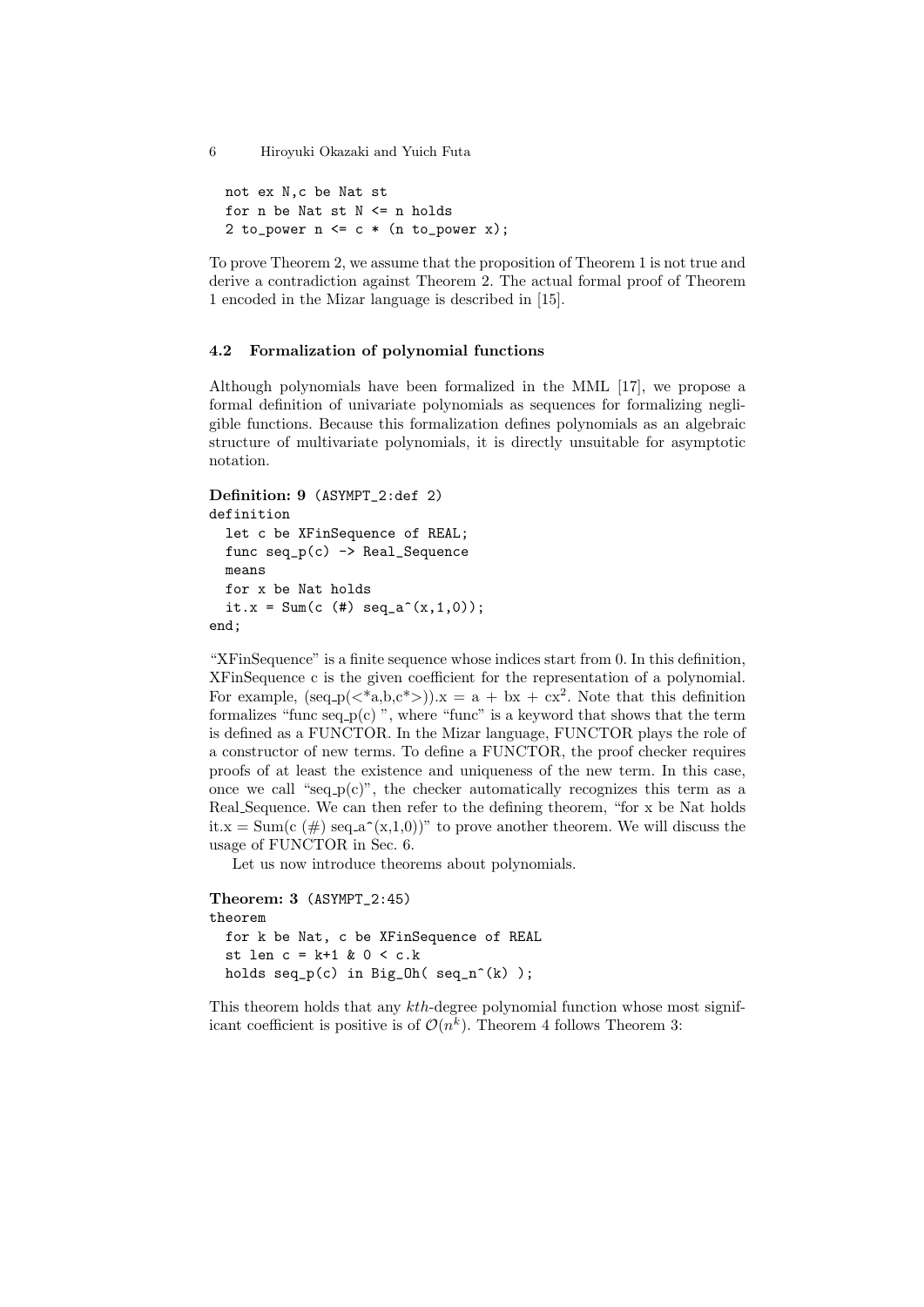```
not ex N,c be Nat st
for n be Nat st N <= n holds
2 to_power n <= c * (n to_power x);
```

To prove Theorem 2, we assume that the proposition of Theorem 1 is not true and derive a contradiction against Theorem 2. The actual formal proof of Theorem 1 encoded in the Mizar language is described in [15].

### 4.2 Formalization of polynomial functions

Although polynomials have been formalized in the MML [17], we propose a formal definition of univariate polynomials as sequences for formalizing negligible functions. Because this formalization defines polynomials as an algebraic structure of multivariate polynomials, it is directly unsuitable for asymptotic notation.

**Definition: 9** (ASYMPT_2:def 2)

```
definition
  let c be XFinSequence of REAL;
  func seq_p(c) -> Real_Sequence
  means
  for x be Nat holds
  it.x = Sum(c (#) seq_a^(x,1,0));
end;
```

"XFinSequence" is a finite sequence whose indices start from 0. In this definition, XFinSequence c is the given coefficient for the representation of a polynomial. For example, (seq_p(<*a,b,c*>)).x = a + bx + cx$^2$. Note that this definition formalizes "func seq_p(c) ", where "func" is a keyword that shows that the term is defined as a FUNCTOR. In the Mizar language, FUNCTOR plays the role of a constructor of new terms. To define a FUNCTOR, the proof checker requires proofs of at least the existence and uniqueness of the new term. In this case, once we call "seq_p(c)", the checker automatically recognizes this term as a Real_Sequence. We can then refer to the defining theorem, "for x be Nat holds it.x = Sum(c (#) seq_a^(x,1,0))" to prove another theorem. We will discuss the usage of FUNCTOR in Sec. 6.

Let us now introduce theorems about polynomials.

**Theorem: 3** (ASYMPT_2:45)

```
theorem
  for k be Nat, c be XFinSequence of REAL
  st len c = k+1 & 0 < c.k
  holds seq_p(c) in Big_Oh( seq_n^(k) );
```

This theorem holds that any *kth*-degree polynomial function whose most significant coefficient is positive is of $\mathcal{O}(n^k)$. Theorem 4 follows Theorem 3: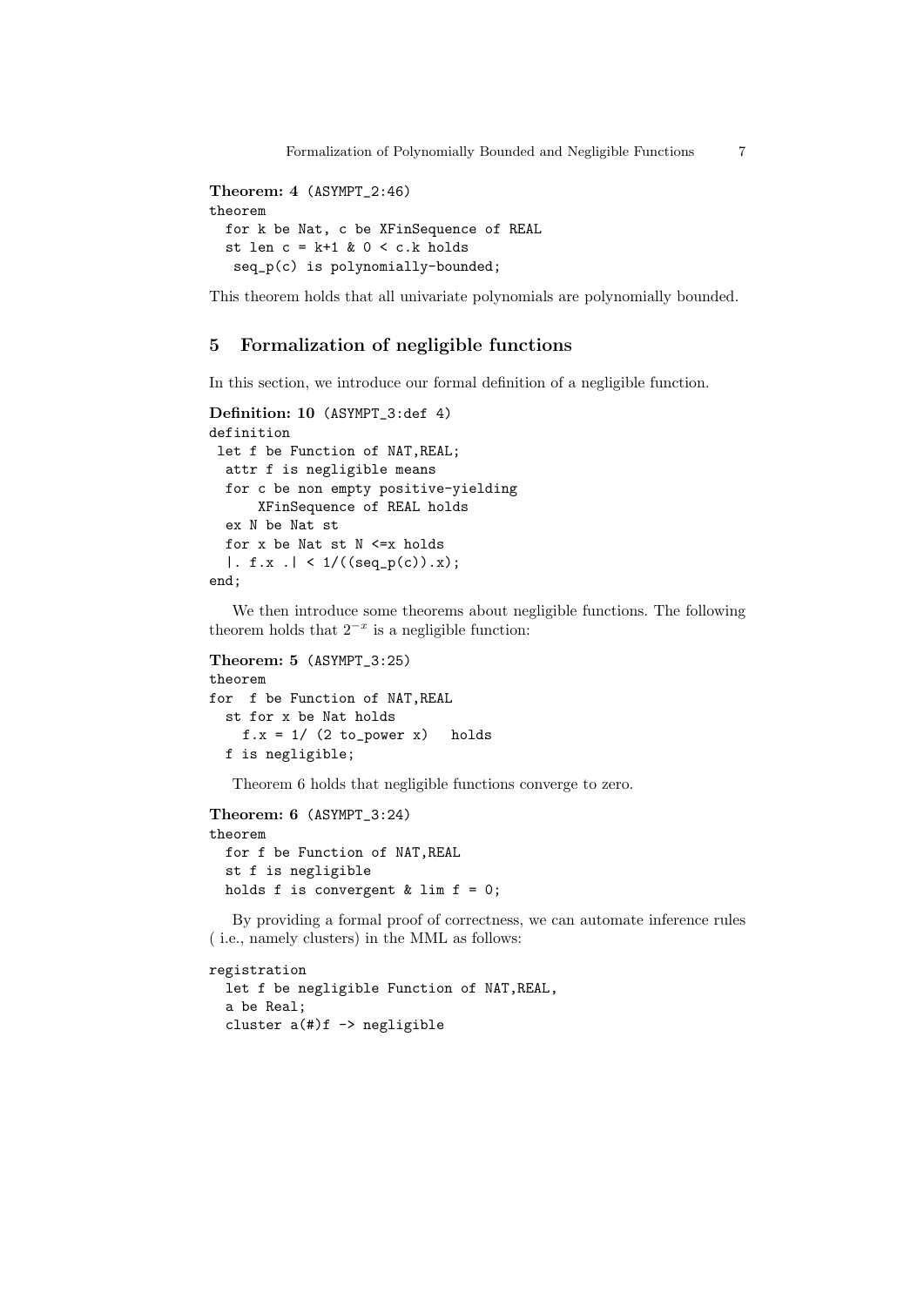**Theorem: 4** (ASYMPT_2:46)

```
theorem
  for k be Nat, c be XFinSequence of REAL
  st len c = k+1 & 0 < c.k holds
   seq_p(c) is polynomially-bounded;
```

This theorem holds that all univariate polynomials are polynomially bounded.

## 5 Formalization of negligible functions

In this section, we introduce our formal definition of a negligible function.

**Definition: 10** (ASYMPT_3:def 4)

```
definition
 let f be Function of NAT,REAL;
  attr f is negligible means
  for c be non empty positive-yielding
      XFinSequence of REAL holds
  ex N be Nat st
  for x be Nat st N <=x holds
  |. f.x .| < 1/((seq_p(c)).x);
end;
```

We then introduce some theorems about negligible functions. The following theorem holds that $2^{-x}$ is a negligible function:

**Theorem: 5** (ASYMPT_3:25)

```
theorem
for  f be Function of NAT,REAL
  st for x be Nat holds
    f.x = 1/ (2 to_power x)   holds
  f is negligible;
```

Theorem 6 holds that negligible functions converge to zero.

**Theorem: 6** (ASYMPT_3:24)

```
theorem
  for f be Function of NAT,REAL
  st f is negligible
  holds f is convergent & lim f = 0;
```

By providing a formal proof of correctness, we can automate inference rules ( i.e., namely clusters) in the MML as follows:

```
registration
  let f be negligible Function of NAT,REAL,
  a be Real;
  cluster a(#)f -> negligible
```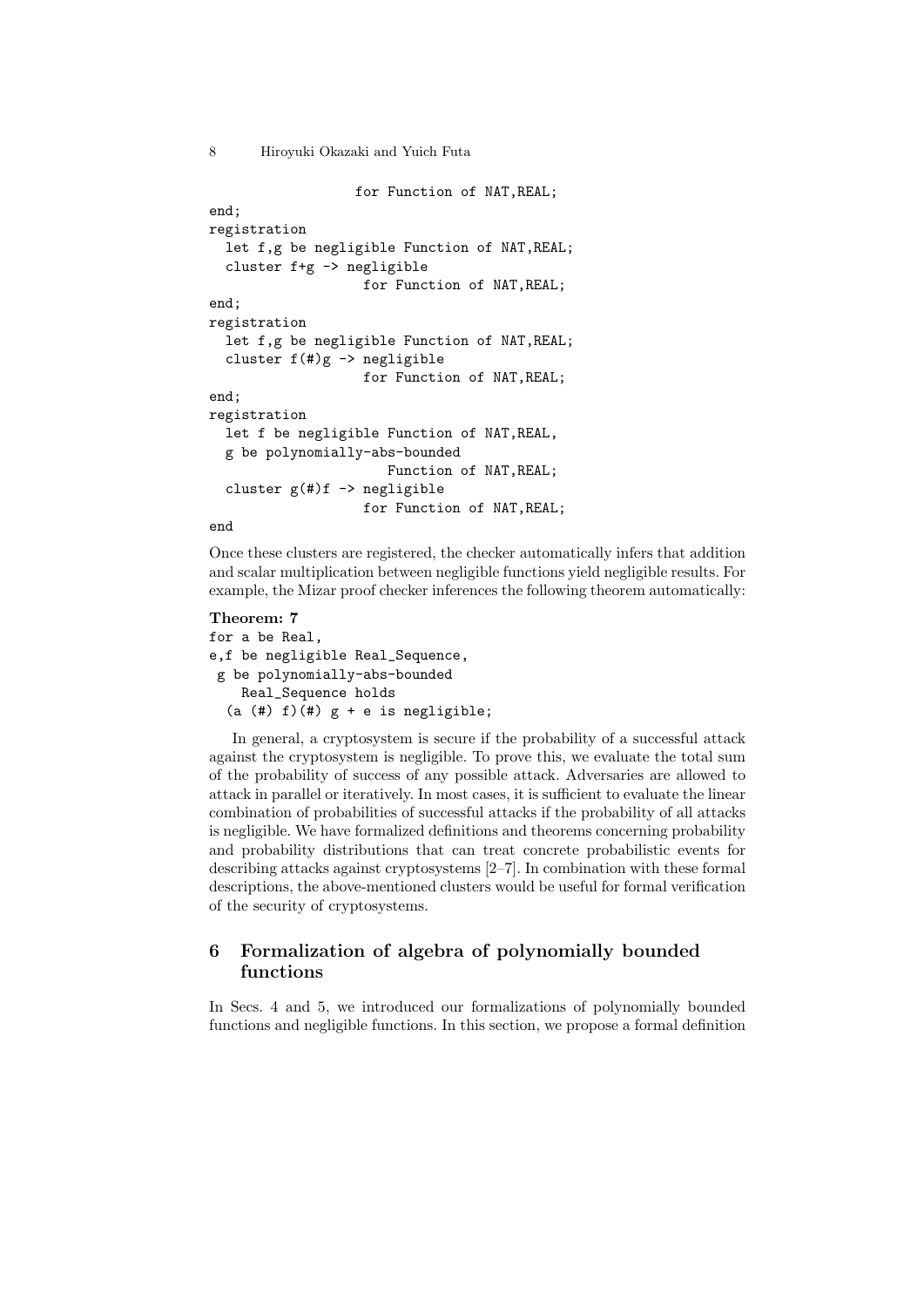```
                  for Function of NAT,REAL;
end;
registration
  let f,g be negligible Function of NAT,REAL;
  cluster f+g -> negligible
                   for Function of NAT,REAL;
end;
registration
  let f,g be negligible Function of NAT,REAL;
  cluster f(#)g -> negligible
                   for Function of NAT,REAL;
end;
registration
  let f be negligible Function of NAT,REAL,
  g be polynomially-abs-bounded
                      Function of NAT,REAL;
  cluster g(#)f -> negligible
                   for Function of NAT,REAL;
end
```

Once these clusters are registered, the checker automatically infers that addition and scalar multiplication between negligible functions yield negligible results. For example, the Mizar proof checker inferences the following theorem automatically:

**Theorem: 7**

```
for a be Real,
e,f be negligible Real_Sequence,
 g be polynomially-abs-bounded
    Real_Sequence holds
  (a (#) f)(#) g + e is negligible;
```

In general, a cryptosystem is secure if the probability of a successful attack against the cryptosystem is negligible. To prove this, we evaluate the total sum of the probability of success of any possible attack. Adversaries are allowed to attack in parallel or iteratively. In most cases, it is sufficient to evaluate the linear combination of probabilities of successful attacks if the probability of all attacks is negligible. We have formalized definitions and theorems concerning probability and probability distributions that can treat concrete probabilistic events for describing attacks against cryptosystems [2–7]. In combination with these formal descriptions, the above-mentioned clusters would be useful for formal verification of the security of cryptosystems.

## 6 Formalization of algebra of polynomially bounded functions

In Secs. 4 and 5, we introduced our formalizations of polynomially bounded functions and negligible functions. In this section, we propose a formal definition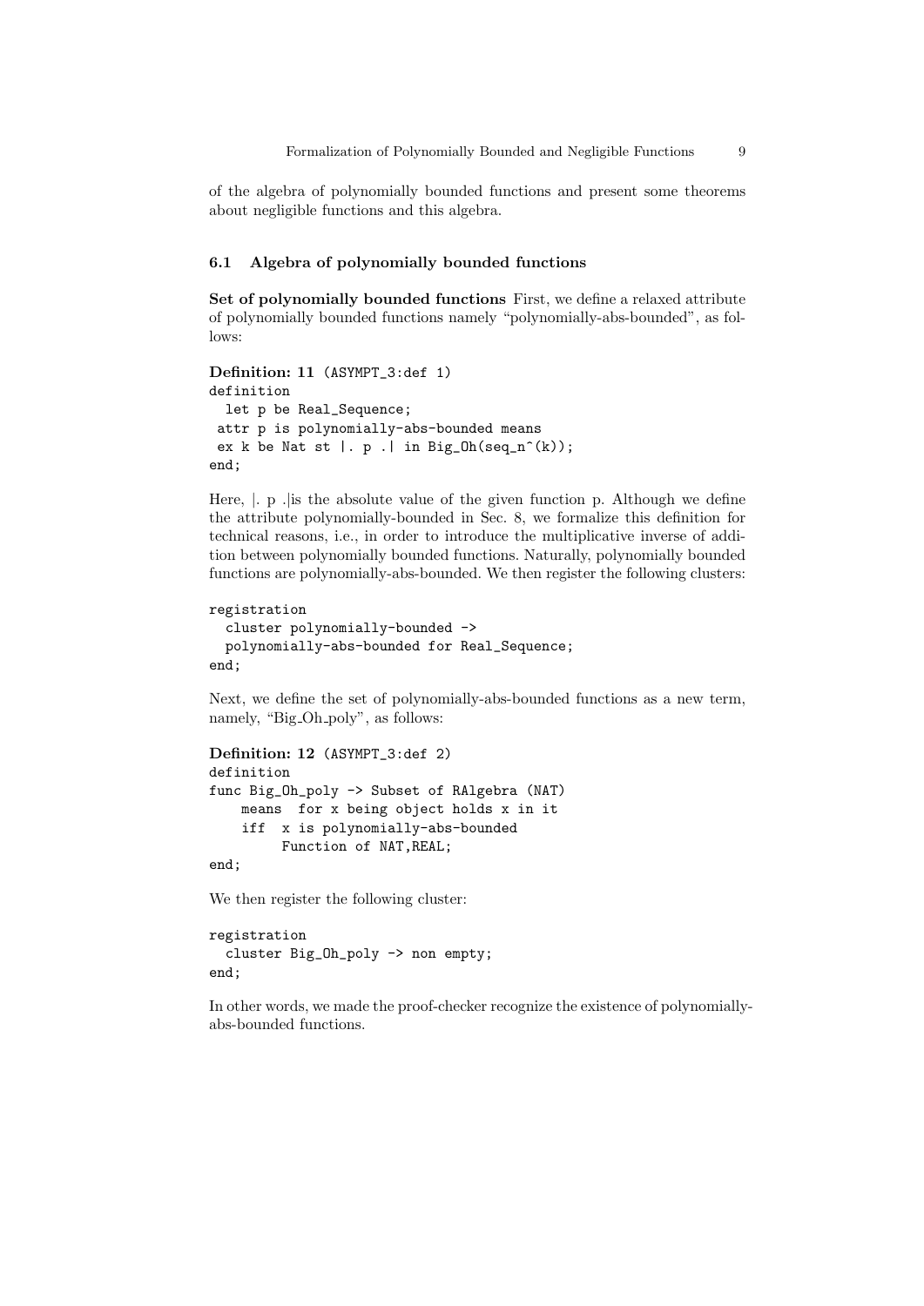of the algebra of polynomially bounded functions and present some theorems about negligible functions and this algebra.

### 6.1 Algebra of polynomially bounded functions

**Set of polynomially bounded functions** First, we define a relaxed attribute of polynomially bounded functions namely "polynomially-abs-bounded", as follows:

**Definition: 11** (ASYMPT_3:def 1)

```
definition
  let p be Real_Sequence;
 attr p is polynomially-abs-bounded means
 ex k be Nat st |. p .| in Big_Oh(seq_n^(k));
end;
```

Here, |. p .|is the absolute value of the given function p. Although we define the attribute polynomially-bounded in Sec. 8, we formalize this definition for technical reasons, i.e., in order to introduce the multiplicative inverse of addition between polynomially bounded functions. Naturally, polynomially bounded functions are polynomially-abs-bounded. We then register the following clusters:

```
registration
  cluster polynomially-bounded ->
  polynomially-abs-bounded for Real_Sequence;
end;
```

Next, we define the set of polynomially-abs-bounded functions as a new term, namely, "Big_Oh_poly", as follows:

**Definition: 12** (ASYMPT_3:def 2)

```
definition
func Big_Oh_poly -> Subset of RAlgebra (NAT)
    means  for x being object holds x in it
    iff  x is polynomially-abs-bounded
         Function of NAT,REAL;
end;
```

We then register the following cluster:

```
registration
  cluster Big_Oh_poly -> non empty;
end;
```

In other words, we made the proof-checker recognize the existence of polynomially-abs-bounded functions.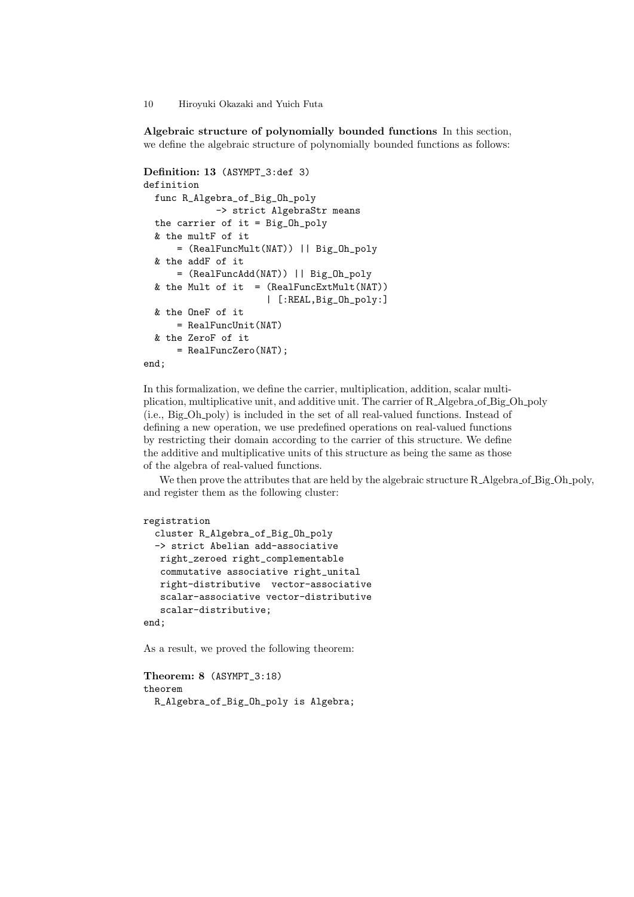**Algebraic structure of polynomially bounded functions** In this section, we define the algebraic structure of polynomially bounded functions as follows:

**Definition: 13** (ASYMPT_3:def 3)

```
definition
  func R_Algebra_of_Big_Oh_poly
             -> strict AlgebraStr means
  the carrier of it = Big_Oh_poly
  & the multF of it
      = (RealFuncMult(NAT)) || Big_Oh_poly
  & the addF of it
      = (RealFuncAdd(NAT)) || Big_Oh_poly
  & the Mult of it  = (RealFuncExtMult(NAT))
                      | [:REAL,Big_Oh_poly:]
  & the OneF of it
      = RealFuncUnit(NAT)
  & the ZeroF of it
      = RealFuncZero(NAT);
end;
```

In this formalization, we define the carrier, multiplication, addition, scalar multiplication, multiplicative unit, and additive unit. The carrier of R_Algebra_of_Big_Oh_poly (i.e., Big_Oh_poly) is included in the set of all real-valued functions. Instead of defining a new operation, we use predefined operations on real-valued functions by restricting their domain according to the carrier of this structure. We define the additive and multiplicative units of this structure as being the same as those of the algebra of real-valued functions.

We then prove the attributes that are held by the algebraic structure R_Algebra_of_Big_Oh_poly, and register them as the following cluster:

```
registration
  cluster R_Algebra_of_Big_Oh_poly
  -> strict Abelian add-associative
   right_zeroed right_complementable
   commutative associative right_unital
   right-distributive  vector-associative
   scalar-associative vector-distributive
   scalar-distributive;
end;
```

As a result, we proved the following theorem:

**Theorem: 8** (ASYMPT_3:18)

```
theorem
  R_Algebra_of_Big_Oh_poly is Algebra;
```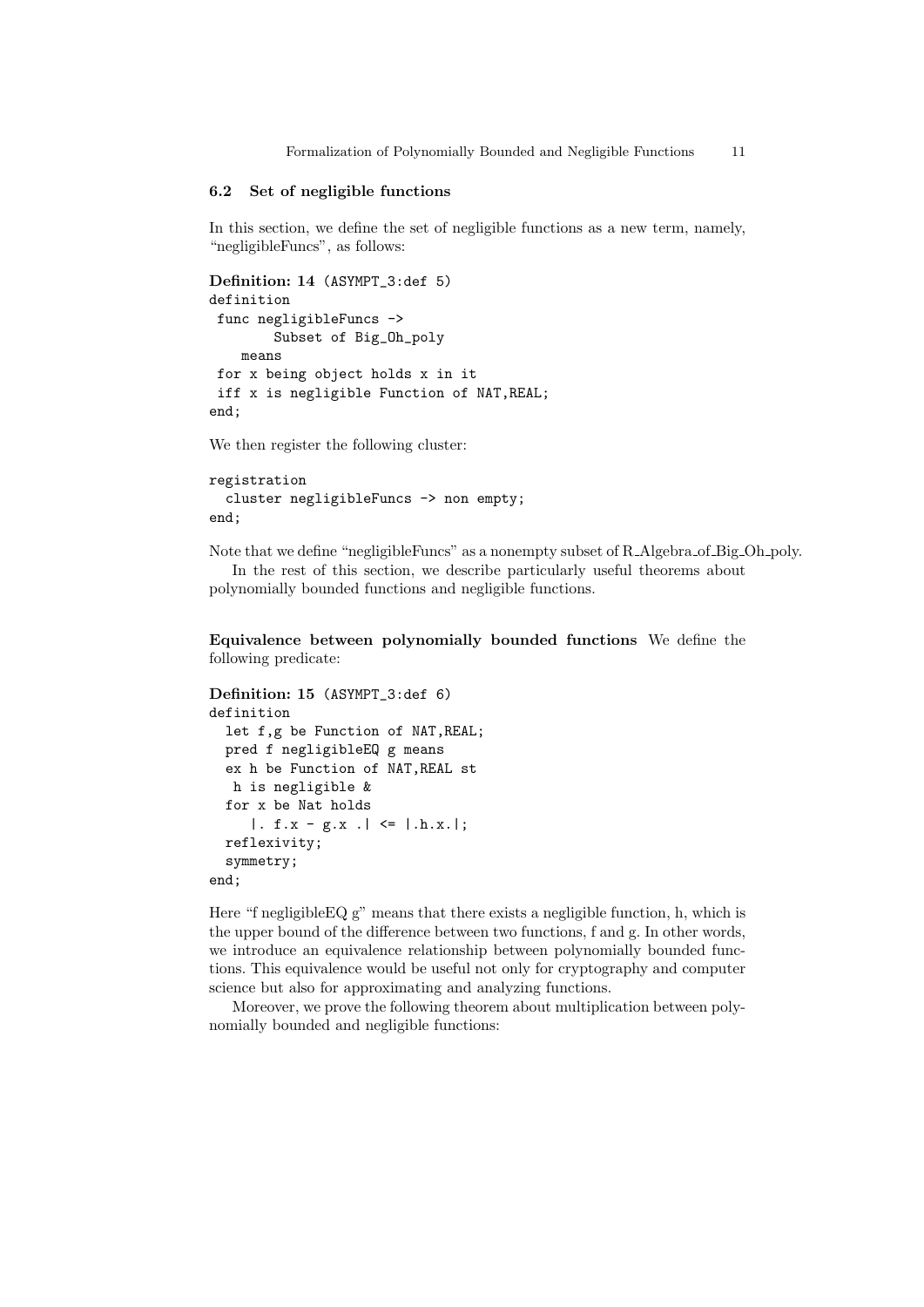### 6.2 Set of negligible functions

In this section, we define the set of negligible functions as a new term, namely, "negligibleFuncs", as follows:

**Definition: 14** (ASYMPT_3:def 5)

```
definition
 func negligibleFuncs ->
        Subset of Big_Oh_poly
    means
 for x being object holds x in it
 iff x is negligible Function of NAT,REAL;
end;
```

We then register the following cluster:

```
registration
  cluster negligibleFuncs -> non empty;
end;
```

Note that we define "negligibleFuncs" as a nonempty subset of R_Algebra_of_Big_Oh_poly.

In the rest of this section, we describe particularly useful theorems about polynomially bounded functions and negligible functions.

**Equivalence between polynomially bounded functions** We define the following predicate:

**Definition: 15** (ASYMPT_3:def 6)

```
definition
  let f,g be Function of NAT,REAL;
  pred f negligibleEQ g means
  ex h be Function of NAT,REAL st
   h is negligible &
  for x be Nat holds
     |. f.x - g.x .| <= |.h.x.|;
  reflexivity;
  symmetry;
end;
```

Here "f negligibleEQ g" means that there exists a negligible function, h, which is the upper bound of the difference between two functions, f and g. In other words, we introduce an equivalence relationship between polynomially bounded functions. This equivalence would be useful not only for cryptography and computer science but also for approximating and analyzing functions.

Moreover, we prove the following theorem about multiplication between polynomially bounded and negligible functions: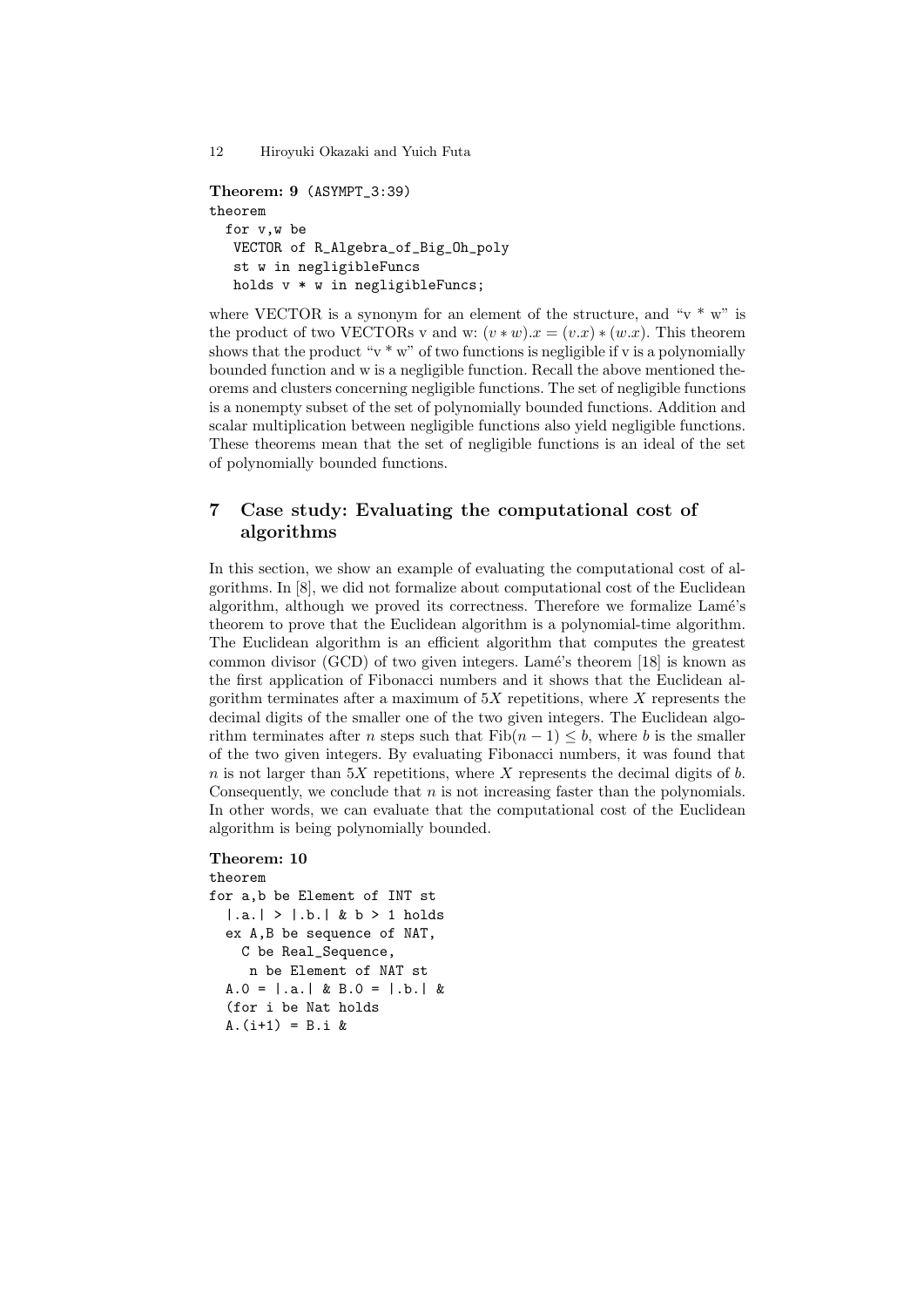**Theorem: 9** (ASYMPT_3:39)

```
theorem
  for v,w be
   VECTOR of R_Algebra_of_Big_Oh_poly
   st w in negligibleFuncs
   holds v * w in negligibleFuncs;
```

where VECTOR is a synonym for an element of the structure, and "v * w" is the product of two VECTORs v and w: $(v * w).x = (v.x) * (w.x)$. This theorem shows that the product "v * w" of two functions is negligible if v is a polynomially bounded function and w is a negligible function. Recall the above mentioned theorems and clusters concerning negligible functions. The set of negligible functions is a nonempty subset of the set of polynomially bounded functions. Addition and scalar multiplication between negligible functions also yield negligible functions. These theorems mean that the set of negligible functions is an ideal of the set of polynomially bounded functions.

## 7 Case study: Evaluating the computational cost of algorithms

In this section, we show an example of evaluating the computational cost of algorithms. In [8], we did not formalize about computational cost of the Euclidean algorithm, although we proved its correctness. Therefore we formalize Lamé's theorem to prove that the Euclidean algorithm is a polynomial-time algorithm. The Euclidean algorithm is an efficient algorithm that computes the greatest common divisor (GCD) of two given integers. Lamé's theorem [18] is known as the first application of Fibonacci numbers and it shows that the Euclidean algorithm terminates after a maximum of $5X$ repetitions, where $X$ represents the decimal digits of the smaller one of the two given integers. The Euclidean algorithm terminates after $n$ steps such that $\mathrm{Fib}(n-1) \leq b$, where $b$ is the smaller of the two given integers. By evaluating Fibonacci numbers, it was found that $n$ is not larger than $5X$ repetitions, where $X$ represents the decimal digits of $b$. Consequently, we conclude that $n$ is not increasing faster than the polynomials. In other words, we can evaluate that the computational cost of the Euclidean algorithm is being polynomially bounded.

**Theorem: 10**

```
theorem
for a,b be Element of INT st
  |.a.| > |.b.| & b > 1 holds
  ex A,B be sequence of NAT,
    C be Real_Sequence,
     n be Element of NAT st
  A.0 = |.a.| & B.0 = |.b.| &
  (for i be Nat holds
  A.(i+1) = B.i &
```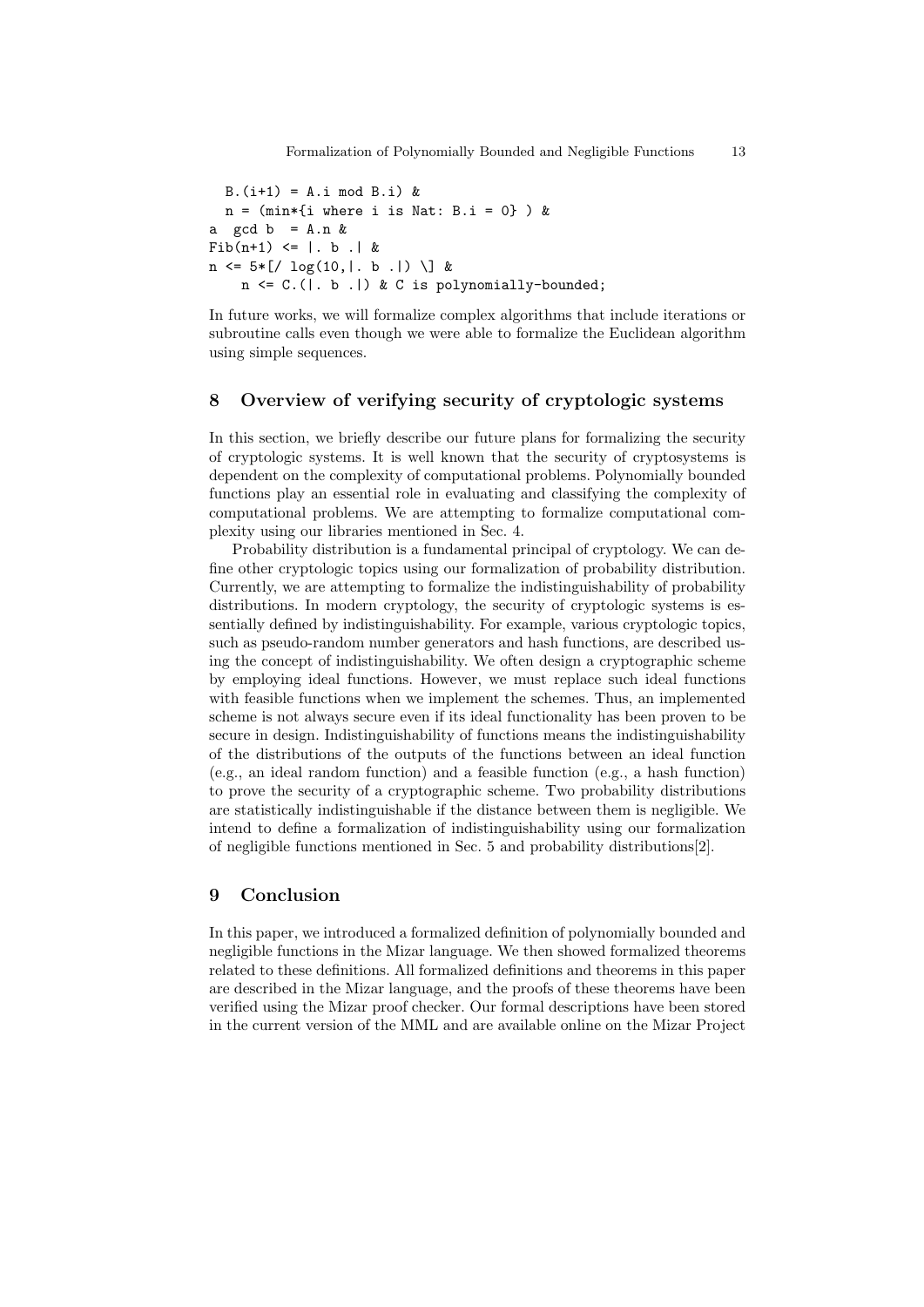```
  B.(i+1) = A.i mod B.i) &
  n = (min*{i where i is Nat: B.i = 0} ) &
a  gcd b  = A.n &
Fib(n+1) <= |. b .| &
n <= 5*[/ log(10,|. b .|) \] &
     n <= C.(|. b .|) & C is polynomially-bounded;
```

In future works, we will formalize complex algorithms that include iterations or subroutine calls even though we were able to formalize the Euclidean algorithm using simple sequences.

## 8 Overview of verifying security of cryptologic systems

In this section, we briefly describe our future plans for formalizing the security of cryptologic systems. It is well known that the security of cryptosystems is dependent on the complexity of computational problems. Polynomially bounded functions play an essential role in evaluating and classifying the complexity of computational problems. We are attempting to formalize computational complexity using our libraries mentioned in Sec. 4.

Probability distribution is a fundamental principal of cryptology. We can define other cryptologic topics using our formalization of probability distribution. Currently, we are attempting to formalize the indistinguishability of probability distributions. In modern cryptology, the security of cryptologic systems is essentially defined by indistinguishability. For example, various cryptologic topics, such as pseudo-random number generators and hash functions, are described using the concept of indistinguishability. We often design a cryptographic scheme by employing ideal functions. However, we must replace such ideal functions with feasible functions when we implement the schemes. Thus, an implemented scheme is not always secure even if its ideal functionality has been proven to be secure in design. Indistinguishability of functions means the indistinguishability of the distributions of the outputs of the functions between an ideal function (e.g., an ideal random function) and a feasible function (e.g., a hash function) to prove the security of a cryptographic scheme. Two probability distributions are statistically indistinguishable if the distance between them is negligible. We intend to define a formalization of indistinguishability using our formalization of negligible functions mentioned in Sec. 5 and probability distributions[2].

## 9 Conclusion

In this paper, we introduced a formalized definition of polynomially bounded and negligible functions in the Mizar language. We then showed formalized theorems related to these definitions. All formalized definitions and theorems in this paper are described in the Mizar language, and the proofs of these theorems have been verified using the Mizar proof checker. Our formal descriptions have been stored in the current version of the MML and are available online on the Mizar Project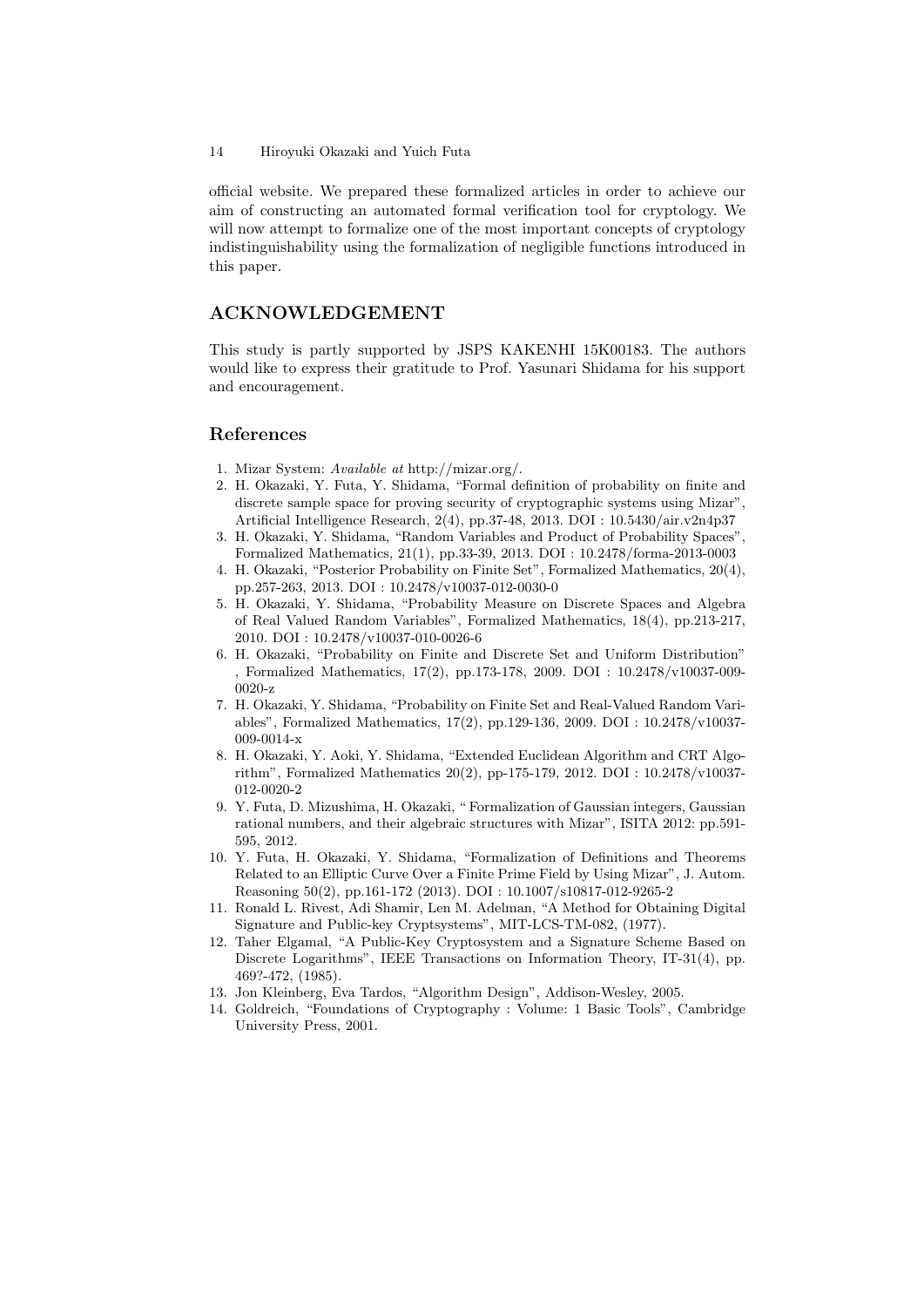official website. We prepared these formalized articles in order to achieve our aim of constructing an automated formal verification tool for cryptology. We will now attempt to formalize one of the most important concepts of cryptology indistinguishability using the formalization of negligible functions introduced in this paper.

## ACKNOWLEDGEMENT

This study is partly supported by JSPS KAKENHI 15K00183. The authors would like to express their gratitude to Prof. Yasunari Shidama for his support and encouragement.

## References

1. Mizar System: *Available at* http://mizar.org/.
2. H. Okazaki, Y. Futa, Y. Shidama, "Formal definition of probability on finite and discrete sample space for proving security of cryptographic systems using Mizar", Artificial Intelligence Research, 2(4), pp.37-48, 2013. DOI : 10.5430/air.v2n4p37
3. H. Okazaki, Y. Shidama, "Random Variables and Product of Probability Spaces", Formalized Mathematics, 21(1), pp.33-39, 2013. DOI : 10.2478/forma-2013-0003
4. H. Okazaki, "Posterior Probability on Finite Set", Formalized Mathematics, 20(4), pp.257-263, 2013. DOI : 10.2478/v10037-012-0030-0
5. H. Okazaki, Y. Shidama, "Probability Measure on Discrete Spaces and Algebra of Real Valued Random Variables", Formalized Mathematics, 18(4), pp.213-217, 2010. DOI : 10.2478/v10037-010-0026-6
6. H. Okazaki, "Probability on Finite and Discrete Set and Uniform Distribution" , Formalized Mathematics, 17(2), pp.173-178, 2009. DOI : 10.2478/v10037-009-0020-z
7. H. Okazaki, Y. Shidama, "Probability on Finite Set and Real-Valued Random Variables", Formalized Mathematics, 17(2), pp.129-136, 2009. DOI : 10.2478/v10037-009-0014-x
8. H. Okazaki, Y. Aoki, Y. Shidama, "Extended Euclidean Algorithm and CRT Algorithm", Formalized Mathematics 20(2), pp-175-179, 2012. DOI : 10.2478/v10037-012-0020-2
9. Y. Futa, D. Mizushima, H. Okazaki, " Formalization of Gaussian integers, Gaussian rational numbers, and their algebraic structures with Mizar", ISITA 2012: pp.591-595, 2012.
10. Y. Futa, H. Okazaki, Y. Shidama, "Formalization of Definitions and Theorems Related to an Elliptic Curve Over a Finite Prime Field by Using Mizar", J. Autom. Reasoning 50(2), pp.161-172 (2013). DOI : 10.1007/s10817-012-9265-2
11. Ronald L. Rivest, Adi Shamir, Len M. Adelman, "A Method for Obtaining Digital Signature and Public-key Cryptsystems", MIT-LCS-TM-082, (1977).
12. Taher Elgamal, "A Public-Key Cryptosystem and a Signature Scheme Based on Discrete Logarithms", IEEE Transactions on Information Theory, IT-31(4), pp. 469?-472, (1985).
13. Jon Kleinberg, Eva Tardos, "Algorithm Design", Addison-Wesley, 2005.
14. Goldreich, "Foundations of Cryptography : Volume: 1 Basic Tools", Cambridge University Press, 2001.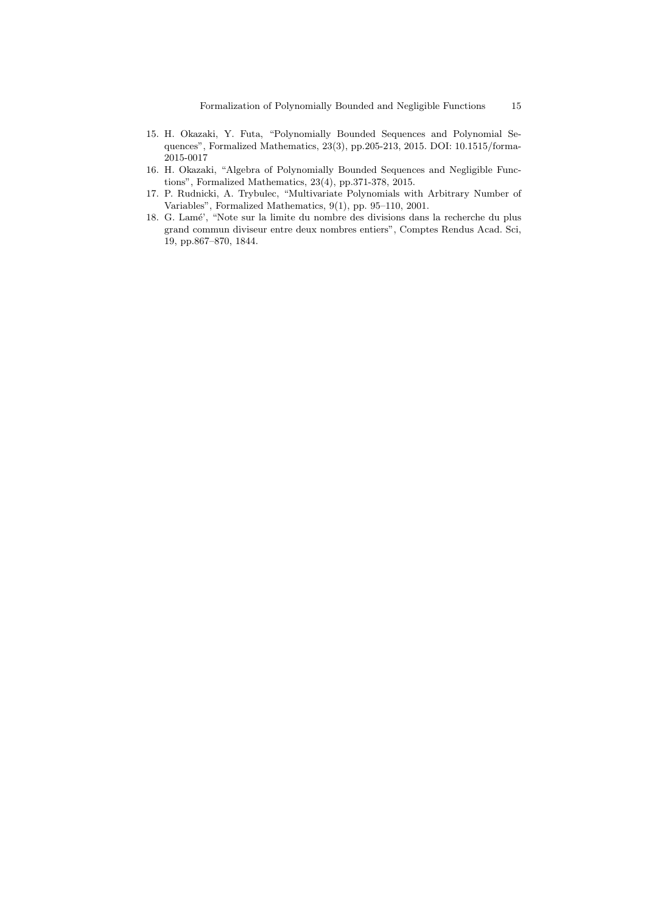15. H. Okazaki, Y. Futa, "Polynomially Bounded Sequences and Polynomial Sequences", Formalized Mathematics, 23(3), pp.205-213, 2015. DOI: 10.1515/forma-2015-0017
16. H. Okazaki, "Algebra of Polynomially Bounded Sequences and Negligible Functions", Formalized Mathematics, 23(4), pp.371-378, 2015.
17. P. Rudnicki, A. Trybulec, "Multivariate Polynomials with Arbitrary Number of Variables", Formalized Mathematics, 9(1), pp. 95–110, 2001.
18. G. Lamé', "Note sur la limite du nombre des divisions dans la recherche du plus grand commun diviseur entre deux nombres entiers", Comptes Rendus Acad. Sci, 19, pp.867–870, 1844.